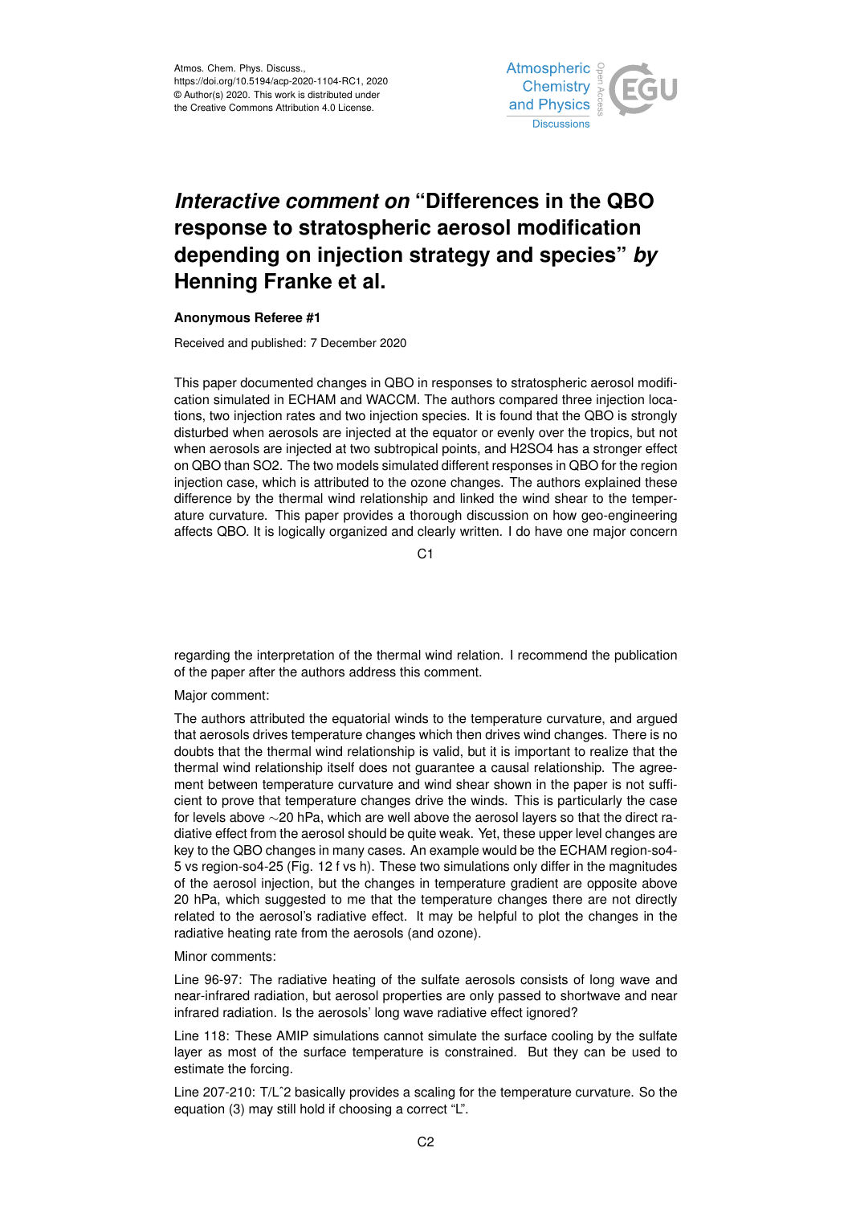Atmos. Chem. Phys. Discuss.,
https://doi.org/10.5194/acp-2020-1104-RC1, 2020
© Author(s) 2020. This work is distributed under
the Creative Commons Attribution 4.0 License.

# *Interactive comment on* "Differences in the QBO response to stratospheric aerosol modification depending on injection strategy and species" *by* Henning Franke et al.

**Anonymous Referee #1**

Received and published: 7 December 2020

This paper documented changes in QBO in responses to stratospheric aerosol modification simulated in ECHAM and WACCM. The authors compared three injection locations, two injection rates and two injection species. It is found that the QBO is strongly disturbed when aerosols are injected at the equator or evenly over the tropics, but not when aerosols are injected at two subtropical points, and $H_2SO_4$ has a stronger effect on QBO than $SO_2$. The two models simulated different responses in QBO for the region injection case, which is attributed to the ozone changes. The authors explained these difference by the thermal wind relationship and linked the wind shear to the temperature curvature. This paper provides a thorough discussion on how geo-engineering affects QBO. It is logically organized and clearly written. I do have one major concern regarding the interpretation of the thermal wind relation. I recommend the publication of the paper after the authors address this comment.

Major comment:

The authors attributed the equatorial winds to the temperature curvature, and argued that aerosols drives temperature changes which then drives wind changes. There is no doubts that the thermal wind relationship is valid, but it is important to realize that the thermal wind relationship itself does not guarantee a causal relationship. The agreement between temperature curvature and wind shear shown in the paper is not sufficient to prove that temperature changes drive the winds. This is particularly the case for levels above ~20 hPa, which are well above the aerosol layers so that the direct radiative effect from the aerosol should be quite weak. Yet, these upper level changes are key to the QBO changes in many cases. An example would be the ECHAM region-so4-5 vs region-so4-25 (Fig. 12 f vs h). These two simulations only differ in the magnitudes of the aerosol injection, but the changes in temperature gradient are opposite above 20 hPa, which suggested to me that the temperature changes there are not directly related to the aerosol's radiative effect. It may be helpful to plot the changes in the radiative heating rate from the aerosols (and ozone).

Minor comments:

Line 96-97: The radiative heating of the sulfate aerosols consists of long wave and near-infrared radiation, but aerosol properties are only passed to shortwave and near infrared radiation. Is the aerosols' long wave radiative effect ignored?

Line 118: These AMIP simulations cannot simulate the surface cooling by the sulfate layer as most of the surface temperature is constrained. But they can be used to estimate the forcing.

Line 207-210: $T/L^2$ basically provides a scaling for the temperature curvature. So the equation (3) may still hold if choosing a correct "L".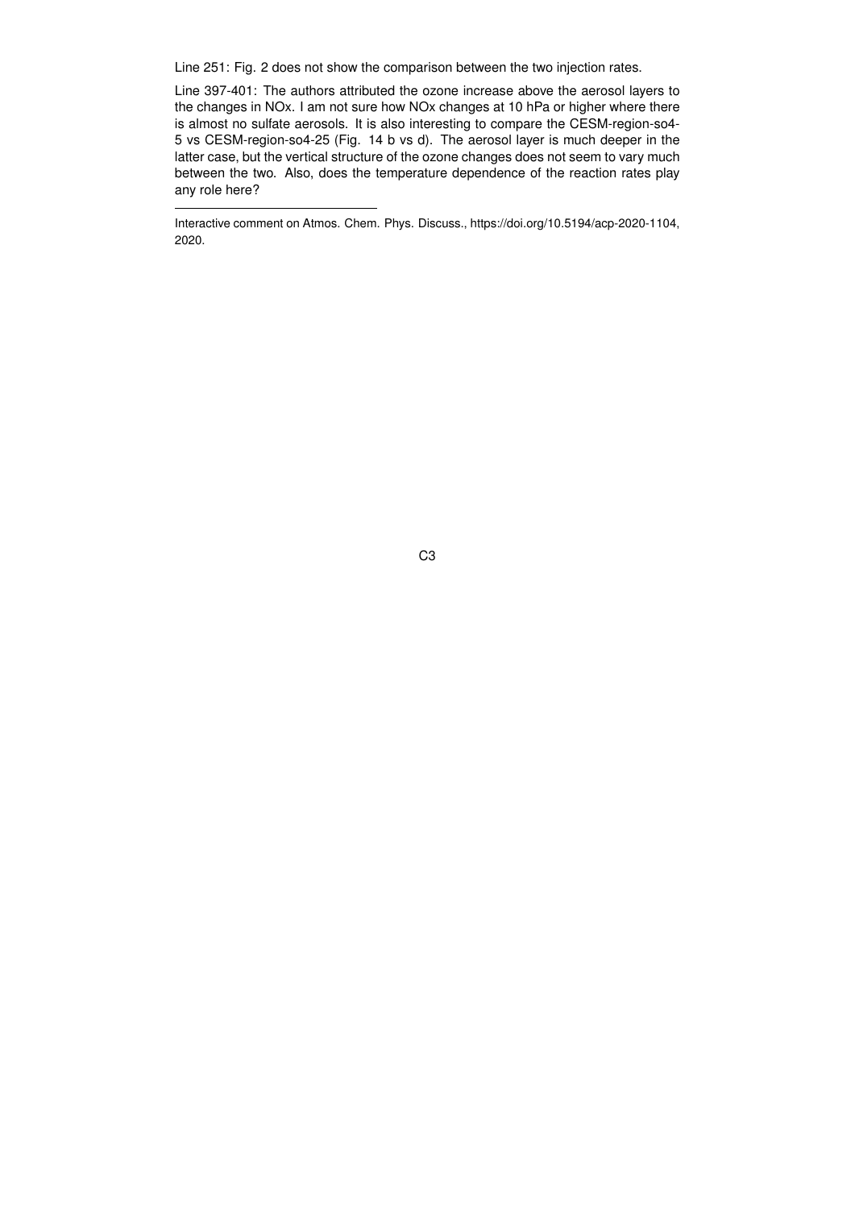Line 251: Fig. 2 does not show the comparison between the two injection rates.

Line 397-401: The authors attributed the ozone increase above the aerosol layers to the changes in NOx. I am not sure how NOx changes at 10 hPa or higher where there is almost no sulfate aerosols. It is also interesting to compare the CESM-region-so4-5 vs CESM-region-so4-25 (Fig. 14 b vs d). The aerosol layer is much deeper in the latter case, but the vertical structure of the ozone changes does not seem to vary much between the two. Also, does the temperature dependence of the reaction rates play any role here?

---

Interactive comment on Atmos. Chem. Phys. Discuss., https://doi.org/10.5194/acp-2020-1104, 2020.